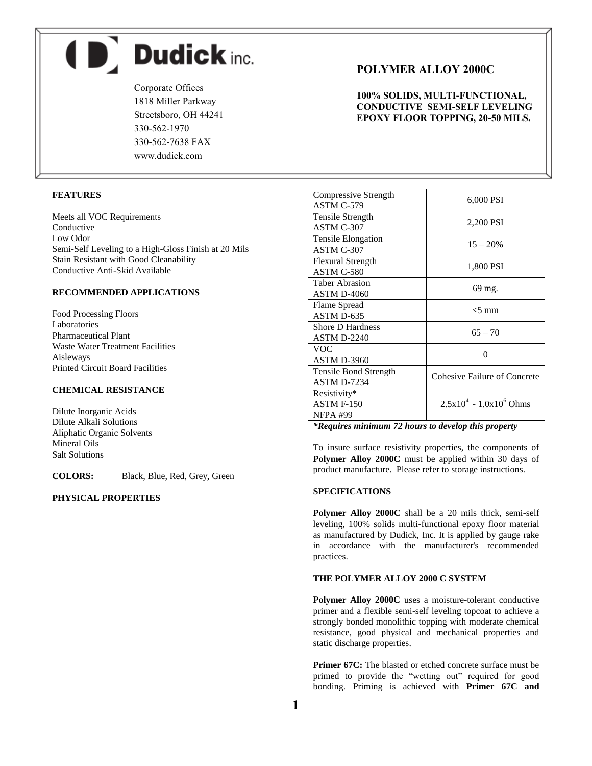# Dudick inc.

Corporate Offices
1818 Miller Parkway
Streetsboro, OH 44241
330-562-1970
330-562-7638 FAX
www.dudick.com

## POLYMER ALLOY 2000C

**100% SOLIDS, MULTI-FUNCTIONAL, CONDUCTIVE SEMI-SELF LEVELING EPOXY FLOOR TOPPING, 20-50 MILS.**

### FEATURES

Meets all VOC Requirements
Conductive
Low Odor
Semi-Self Leveling to a High-Gloss Finish at 20 Mils
Stain Resistant with Good Cleanability
Conductive Anti-Skid Available

### RECOMMENDED APPLICATIONS

Food Processing Floors
Laboratories
Pharmaceutical Plant
Waste Water Treatment Facilities
Aisleways
Printed Circuit Board Facilities

### CHEMICAL RESISTANCE

Dilute Inorganic Acids
Dilute Alkali Solutions
Aliphatic Organic Solvents
Mineral Oils
Salt Solutions

**COLORS:** Black, Blue, Red, Grey, Green

### PHYSICAL PROPERTIES

| Property | Value |
|---|---|
| Compressive Strength ASTM C-579 | 6,000 PSI |
| Tensile Strength ASTM C-307 | 2,200 PSI |
| Tensile Elongation ASTM C-307 | 15 – 20% |
| Flexural Strength ASTM C-580 | 1,800 PSI |
| Taber Abrasion ASTM D-4060 | 69 mg. |
| Flame Spread ASTM D-635 | <5 mm |
| Shore D Hardness ASTM D-2240 | 65 – 70 |
| VOC ASTM D-3960 | 0 |
| Tensile Bond Strength ASTM D-7234 | Cohesive Failure of Concrete |
| Resistivity* ASTM F-150 NFPA #99 | $2.5x10^4$ - $1.0x10^6$ Ohms |

***Requires minimum 72 hours to develop this property**

To insure surface resistivity properties, the components of **Polymer Alloy 2000C** must be applied within 30 days of product manufacture. Please refer to storage instructions.

### SPECIFICATIONS

**Polymer Alloy 2000C** shall be a 20 mils thick, semi-self leveling, 100% solids multi-functional epoxy floor material as manufactured by Dudick, Inc. It is applied by gauge rake in accordance with the manufacturer's recommended practices.

### THE POLYMER ALLOY 2000 C SYSTEM

**Polymer Alloy 2000C** uses a moisture-tolerant conductive primer and a flexible semi-self leveling topcoat to achieve a strongly bonded monolithic topping with moderate chemical resistance, good physical and mechanical properties and static discharge properties.

**Primer 67C:** The blasted or etched concrete surface must be primed to provide the "wetting out" required for good bonding. Priming is achieved with **Primer 67C and**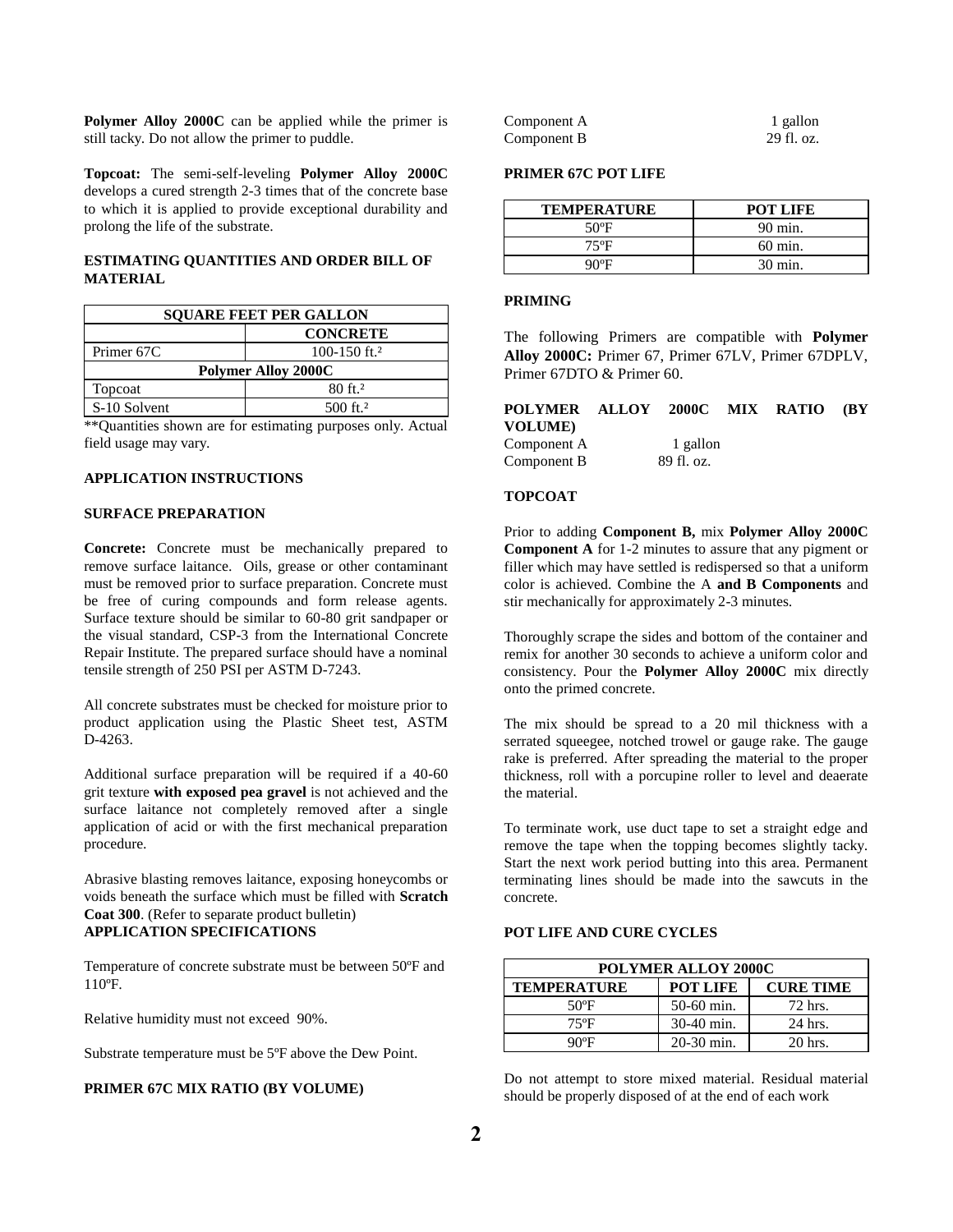**Polymer Alloy 2000C** can be applied while the primer is still tacky. Do not allow the primer to puddle.

**Topcoat:** The semi-self-leveling **Polymer Alloy 2000C** develops a cured strength 2-3 times that of the concrete base to which it is applied to provide exceptional durability and prolong the life of the substrate.

### ESTIMATING QUANTITIES AND ORDER BILL OF MATERIAL

| SQUARE FEET PER GALLON | |
|---|---|
| | **CONCRETE** |
| Primer 67C | 100-150 ft.² |
| **Polymer Alloy 2000C** | |
| Topcoat | 80 ft.² |
| S-10 Solvent | 500 ft.² |

**Quantities shown are for estimating purposes only. Actual field usage may vary.

### APPLICATION INSTRUCTIONS

### SURFACE PREPARATION

**Concrete:** Concrete must be mechanically prepared to remove surface laitance. Oils, grease or other contaminant must be removed prior to surface preparation. Concrete must be free of curing compounds and form release agents. Surface texture should be similar to 60-80 grit sandpaper or the visual standard, CSP-3 from the International Concrete Repair Institute. The prepared surface should have a nominal tensile strength of 250 PSI per ASTM D-7243.

All concrete substrates must be checked for moisture prior to product application using the Plastic Sheet test, ASTM D-4263.

Additional surface preparation will be required if a 40-60 grit texture **with exposed pea gravel** is not achieved and the surface laitance not completely removed after a single application of acid or with the first mechanical preparation procedure.

Abrasive blasting removes laitance, exposing honeycombs or voids beneath the surface which must be filled with **Scratch Coat 300**. (Refer to separate product bulletin)

### APPLICATION SPECIFICATIONS

Temperature of concrete substrate must be between 50ºF and 110ºF.

Relative humidity must not exceed 90%.

Substrate temperature must be 5ºF above the Dew Point.

### PRIMER 67C MIX RATIO (BY VOLUME)

| | |
|---|---|
| Component A | 1 gallon |
| Component B | 29 fl. oz. |

### PRIMER 67C POT LIFE

| TEMPERATURE | POT LIFE |
|---|---|
| 50ºF | 90 min. |
| 75ºF | 60 min. |
| 90ºF | 30 min. |

### PRIMING

The following Primers are compatible with **Polymer Alloy 2000C:** Primer 67, Primer 67LV, Primer 67DPLV, Primer 67DTO & Primer 60.

### POLYMER ALLOY 2000C MIX RATIO (BY VOLUME)

| | |
|---|---|
| Component A | 1 gallon |
| Component B | 89 fl. oz. |

### TOPCOAT

Prior to adding **Component B,** mix **Polymer Alloy 2000C Component A** for 1-2 minutes to assure that any pigment or filler which may have settled is redispersed so that a uniform color is achieved. Combine the A **and B Components** and stir mechanically for approximately 2-3 minutes.

Thoroughly scrape the sides and bottom of the container and remix for another 30 seconds to achieve a uniform color and consistency. Pour the **Polymer Alloy 2000C** mix directly onto the primed concrete.

The mix should be spread to a 20 mil thickness with a serrated squeegee, notched trowel or gauge rake. The gauge rake is preferred. After spreading the material to the proper thickness, roll with a porcupine roller to level and deaerate the material.

To terminate work, use duct tape to set a straight edge and remove the tape when the topping becomes slightly tacky. Start the next work period butting into this area. Permanent terminating lines should be made into the sawcuts in the concrete.

### POT LIFE AND CURE CYCLES

| POLYMER ALLOY 2000C | | |
|---|---|---|
| **TEMPERATURE** | **POT LIFE** | **CURE TIME** |
| 50ºF | 50-60 min. | 72 hrs. |
| 75ºF | 30-40 min. | 24 hrs. |
| 90ºF | 20-30 min. | 20 hrs. |

Do not attempt to store mixed material. Residual material should be properly disposed of at the end of each work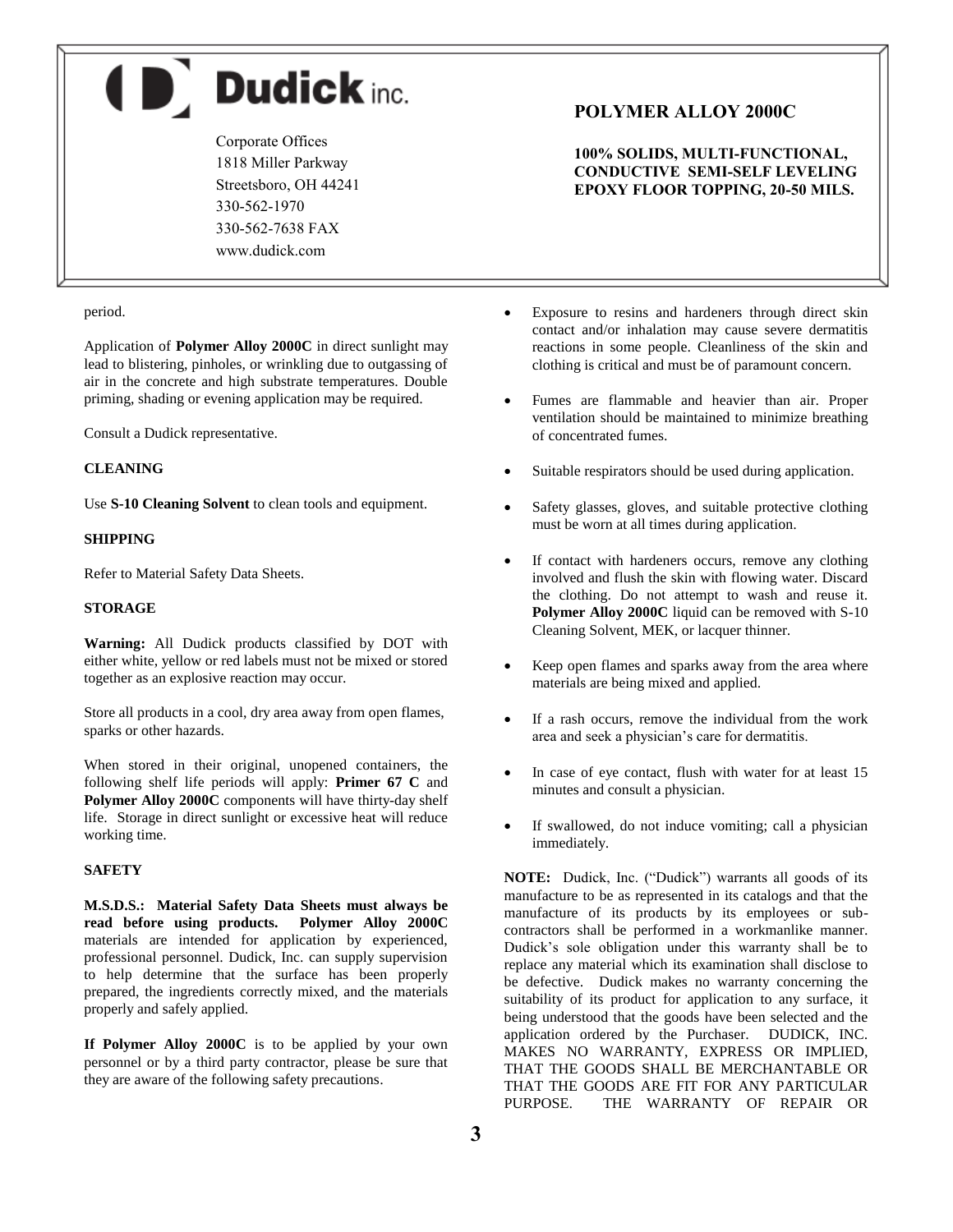# Dudick inc.

Corporate Offices
1818 Miller Parkway
Streetsboro, OH 44241
330-562-1970
330-562-7638 FAX
www.dudick.com

## POLYMER ALLOY 2000C

**100% SOLIDS, MULTI-FUNCTIONAL, CONDUCTIVE SEMI-SELF LEVELING EPOXY FLOOR TOPPING, 20-50 MILS.**

period.

Application of **Polymer Alloy 2000C** in direct sunlight may lead to blistering, pinholes, or wrinkling due to outgassing of air in the concrete and high substrate temperatures. Double priming, shading or evening application may be required.

Consult a Dudick representative.

### CLEANING

Use **S-10 Cleaning Solvent** to clean tools and equipment.

### SHIPPING

Refer to Material Safety Data Sheets.

### STORAGE

**Warning:** All Dudick products classified by DOT with either white, yellow or red labels must not be mixed or stored together as an explosive reaction may occur.

Store all products in a cool, dry area away from open flames, sparks or other hazards.

When stored in their original, unopened containers, the following shelf life periods will apply: **Primer 67 C** and **Polymer Alloy 2000C** components will have thirty-day shelf life. Storage in direct sunlight or excessive heat will reduce working time.

### SAFETY

**M.S.D.S.: Material Safety Data Sheets must always be read before using products. Polymer Alloy 2000C** materials are intended for application by experienced, professional personnel. Dudick, Inc. can supply supervision to help determine that the surface has been properly prepared, the ingredients correctly mixed, and the materials properly and safely applied.

**If Polymer Alloy 2000C** is to be applied by your own personnel or by a third party contractor, please be sure that they are aware of the following safety precautions.

- Exposure to resins and hardeners through direct skin contact and/or inhalation may cause severe dermatitis reactions in some people. Cleanliness of the skin and clothing is critical and must be of paramount concern.
- Fumes are flammable and heavier than air. Proper ventilation should be maintained to minimize breathing of concentrated fumes.
- Suitable respirators should be used during application.
- Safety glasses, gloves, and suitable protective clothing must be worn at all times during application.
- If contact with hardeners occurs, remove any clothing involved and flush the skin with flowing water. Discard the clothing. Do not attempt to wash and reuse it. **Polymer Alloy 2000C** liquid can be removed with S-10 Cleaning Solvent, MEK, or lacquer thinner.
- Keep open flames and sparks away from the area where materials are being mixed and applied.
- If a rash occurs, remove the individual from the work area and seek a physician's care for dermatitis.
- In case of eye contact, flush with water for at least 15 minutes and consult a physician.
- If swallowed, do not induce vomiting; call a physician immediately.

**NOTE:** Dudick, Inc. ("Dudick") warrants all goods of its manufacture to be as represented in its catalogs and that the manufacture of its products by its employees or sub-contractors shall be performed in a workmanlike manner. Dudick's sole obligation under this warranty shall be to replace any material which its examination shall disclose to be defective. Dudick makes no warranty concerning the suitability of its product for application to any surface, it being understood that the goods have been selected and the application ordered by the Purchaser. DUDICK, INC. MAKES NO WARRANTY, EXPRESS OR IMPLIED, THAT THE GOODS SHALL BE MERCHANTABLE OR THAT THE GOODS ARE FIT FOR ANY PARTICULAR PURPOSE. THE WARRANTY OF REPAIR OR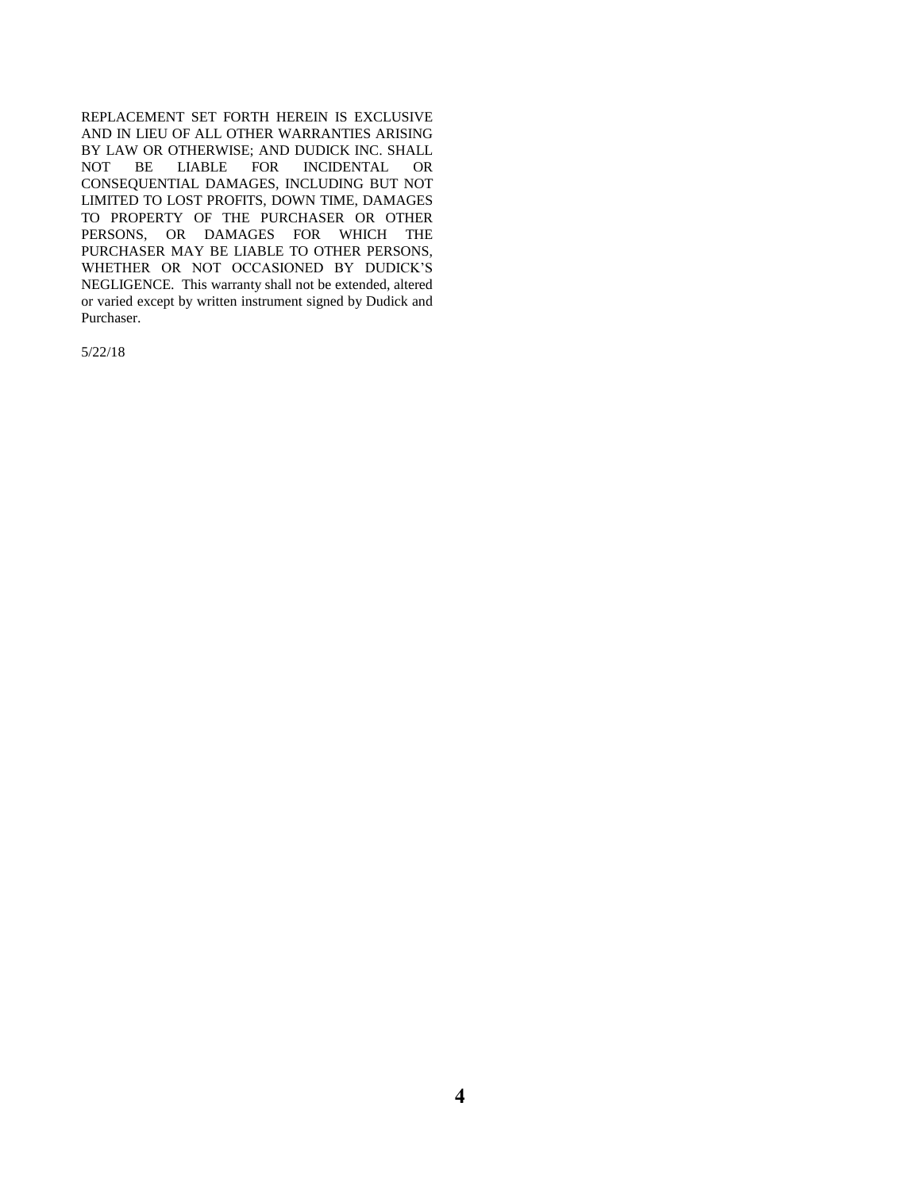REPLACEMENT SET FORTH HEREIN IS EXCLUSIVE AND IN LIEU OF ALL OTHER WARRANTIES ARISING BY LAW OR OTHERWISE; AND DUDICK INC. SHALL NOT BE LIABLE FOR INCIDENTAL OR CONSEQUENTIAL DAMAGES, INCLUDING BUT NOT LIMITED TO LOST PROFITS, DOWN TIME, DAMAGES TO PROPERTY OF THE PURCHASER OR OTHER PERSONS, OR DAMAGES FOR WHICH THE PURCHASER MAY BE LIABLE TO OTHER PERSONS, WHETHER OR NOT OCCASIONED BY DUDICK'S NEGLIGENCE. This warranty shall not be extended, altered or varied except by written instrument signed by Dudick and Purchaser.

5/22/18